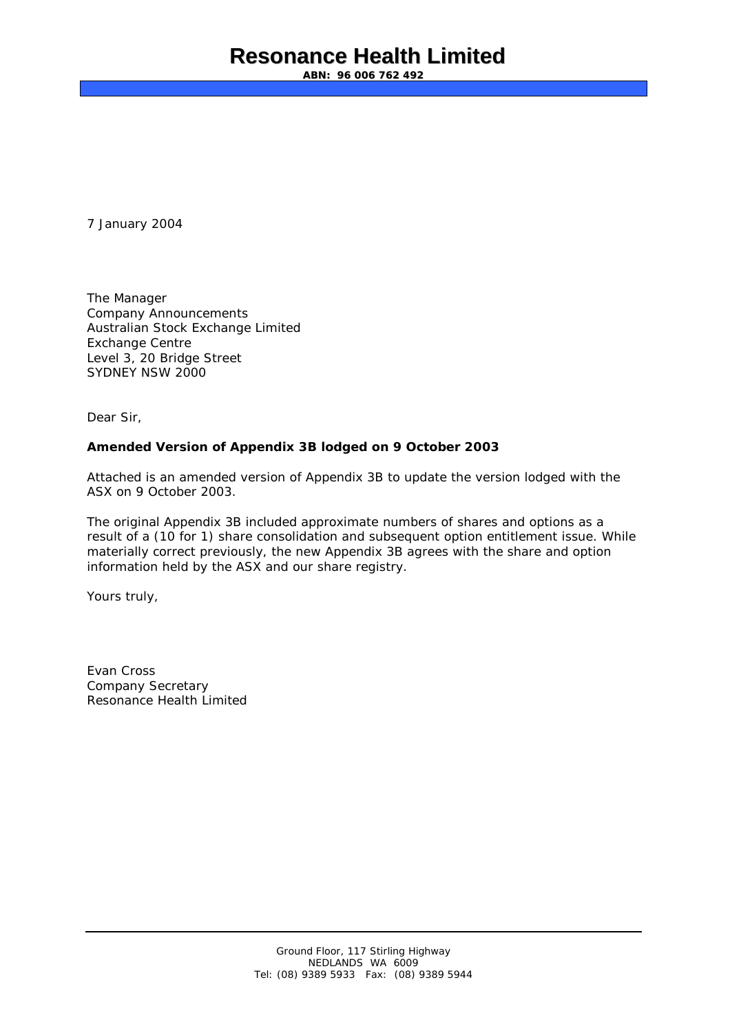# Resonance Health Limited

**ABN: 96 006 762 492**

7 January 2004

The Manager
Company Announcements
Australian Stock Exchange Limited
Exchange Centre
Level 3, 20 Bridge Street
SYDNEY NSW 2000

Dear Sir,

**Amended Version of Appendix 3B lodged on 9 October 2003**

Attached is an amended version of Appendix 3B to update the version lodged with the ASX on 9 October 2003.

The original Appendix 3B included approximate numbers of shares and options as a result of a (10 for 1) share consolidation and subsequent option entitlement issue. While materially correct previously, the new Appendix 3B agrees with the share and option information held by the ASX and our share registry.

Yours truly,

Evan Cross
Company Secretary
Resonance Health Limited

Ground Floor, 117 Stirling Highway
NEDLANDS WA 6009
Tel: (08) 9389 5933 Fax: (08) 9389 5944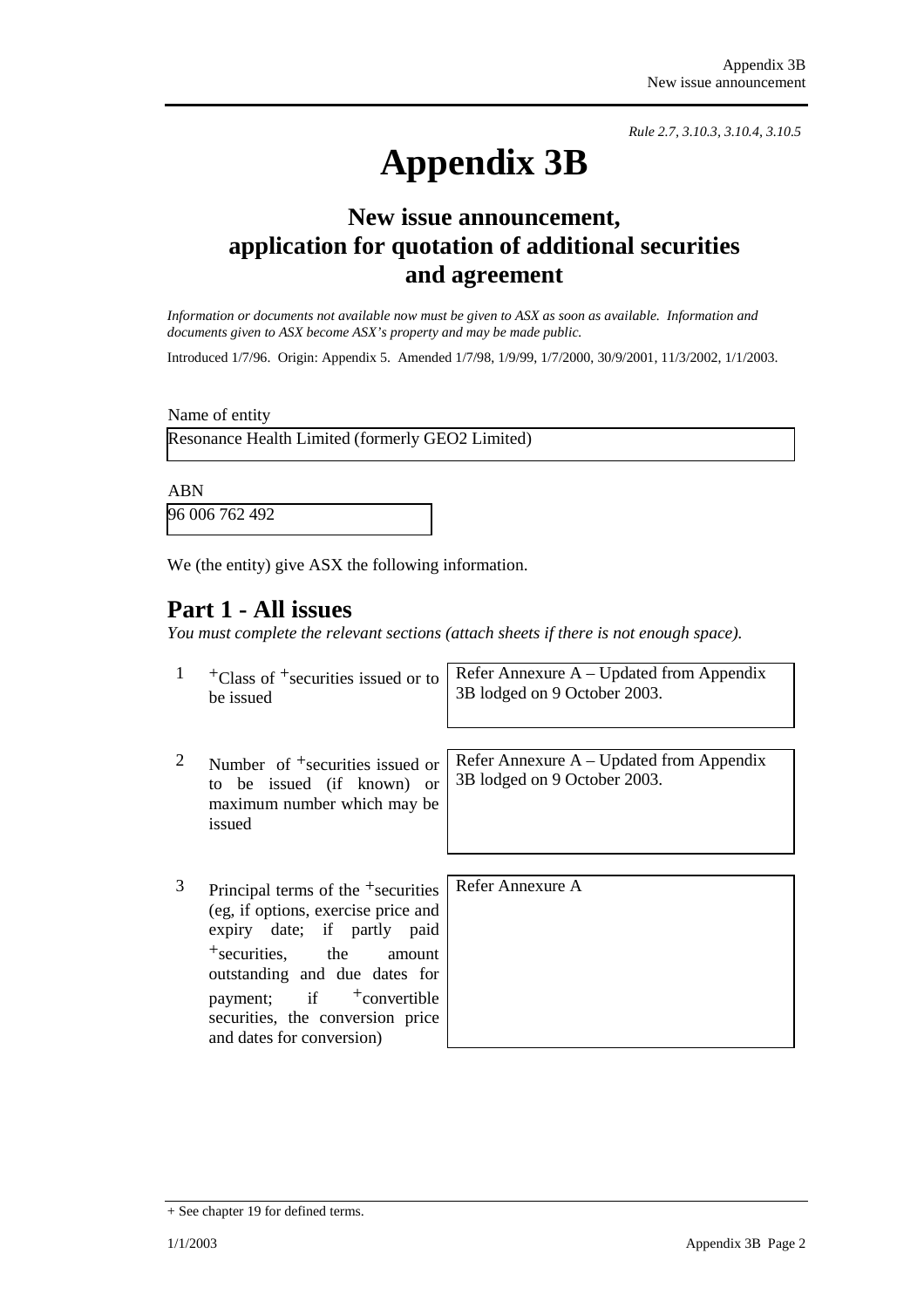*Rule 2.7, 3.10.3, 3.10.4, 3.10.5*

# Appendix 3B

## New issue announcement, application for quotation of additional securities and agreement

*Information or documents not available now must be given to ASX as soon as available. Information and documents given to ASX become ASX's property and may be made public.*

Introduced 1/7/96. Origin: Appendix 5. Amended 1/7/98, 1/9/99, 1/7/2000, 30/9/2001, 11/3/2002, 1/1/2003.

Name of entity

Resonance Health Limited (formerly GEO2 Limited)

ABN

96 006 762 492

We (the entity) give ASX the following information.

## Part 1 - All issues

*You must complete the relevant sections (attach sheets if there is not enough space).*

| | | |
|---|---|---|
| 1 | +Class of +securities issued or to be issued | Refer Annexure A – Updated from Appendix 3B lodged on 9 October 2003. |
| 2 | Number of +securities issued or to be issued (if known) or maximum number which may be issued | Refer Annexure A – Updated from Appendix 3B lodged on 9 October 2003. |
| 3 | Principal terms of the +securities (eg, if options, exercise price and expiry date; if partly paid +securities, the amount outstanding and due dates for payment; if +convertible securities, the conversion price and dates for conversion) | Refer Annexure A |

+ See chapter 19 for defined terms.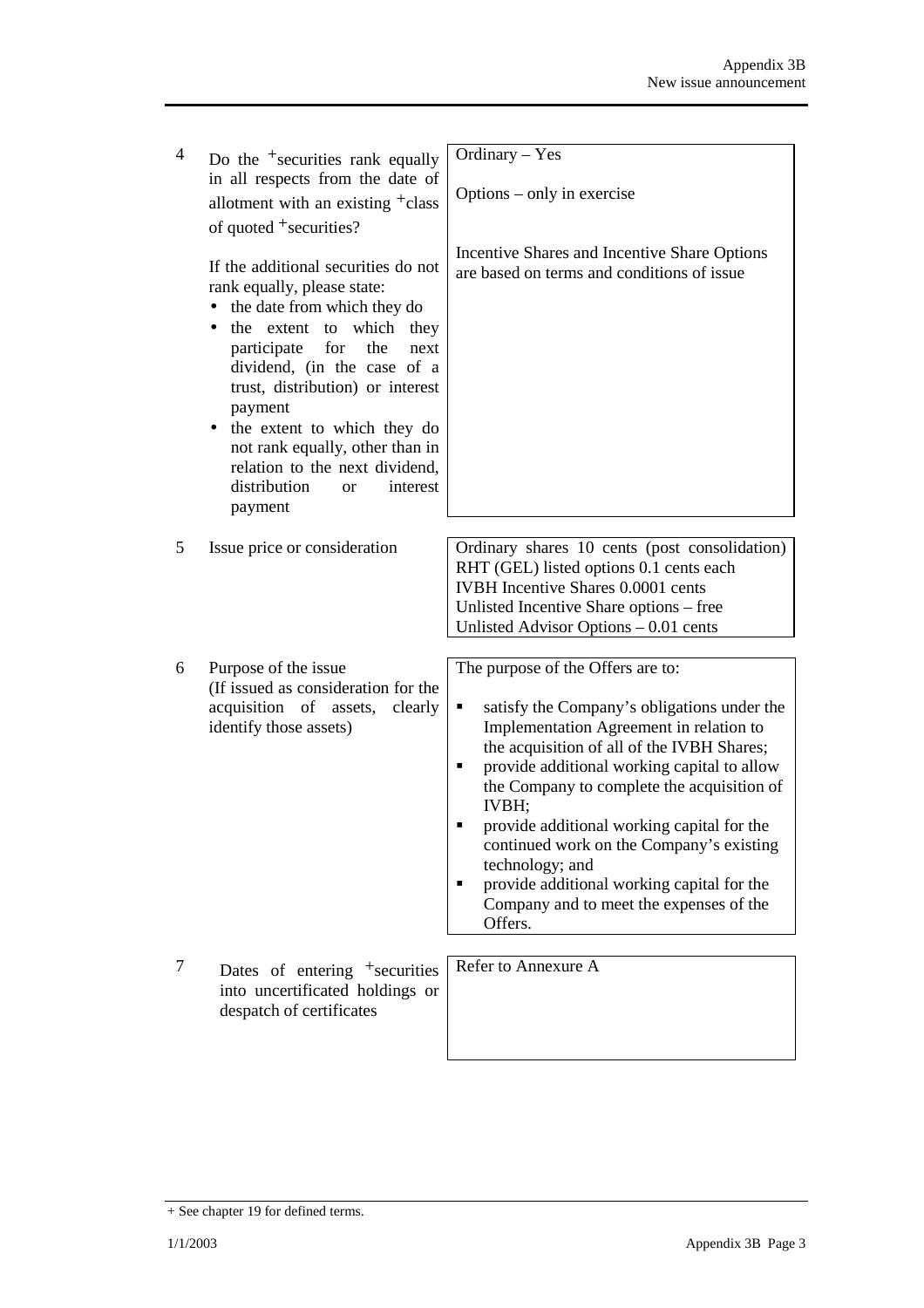| | | |
|---|---|---|
| 4 | Do the +securities rank equally in all respects from the date of allotment with an existing +class of quoted +securities?<br><br>If the additional securities do not rank equally, please state:<br>• the date from which they do<br>• the extent to which they participate for the next dividend, (in the case of a trust, distribution) or interest payment<br>• the extent to which they do not rank equally, other than in relation to the next dividend, distribution or interest payment | Ordinary – Yes<br><br>Options – only in exercise<br><br>Incentive Shares and Incentive Share Options are based on terms and conditions of issue |
| 5 | Issue price or consideration | Ordinary shares 10 cents (post consolidation)<br>RHT (GEL) listed options 0.1 cents each<br>IVBH Incentive Shares 0.0001 cents<br>Unlisted Incentive Share options – free<br>Unlisted Advisor Options – 0.01 cents |
| 6 | Purpose of the issue<br>(If issued as consideration for the acquisition of assets, clearly identify those assets) | The purpose of the Offers are to:<br>▪ satisfy the Company's obligations under the Implementation Agreement in relation to the acquisition of all of the IVBH Shares;<br>▪ provide additional working capital to allow the Company to complete the acquisition of IVBH;<br>▪ provide additional working capital for the continued work on the Company's existing technology; and<br>▪ provide additional working capital for the Company and to meet the expenses of the Offers. |
| 7 | Dates of entering +securities into uncertificated holdings or despatch of certificates | Refer to Annexure A |

+ See chapter 19 for defined terms.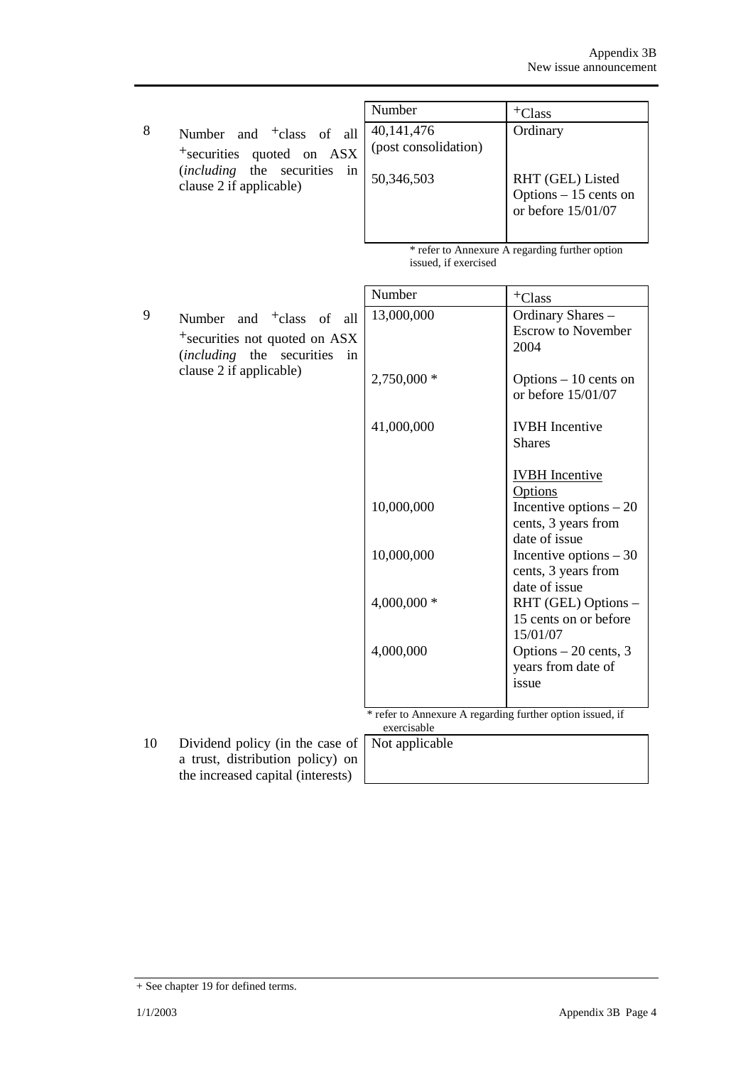| | | Number | +Class |
|---|---|---|---|
| 8 | Number and +class of all +securities quoted on ASX (*including* the securities in clause 2 if applicable) | 40,141,476 (post consolidation) | Ordinary |
| | | 50,346,503 | RHT (GEL) Listed Options – 15 cents on or before 15/01/07 |

\* refer to Annexure A regarding further option issued, if exercised

| | | Number | +Class |
|---|---|---|---|
| 9 | Number and +class of all +securities not quoted on ASX (*including* the securities in clause 2 if applicable) | 13,000,000 | Ordinary Shares – Escrow to November 2004 |
| | | 2,750,000 * | Options – 10 cents on or before 15/01/07 |
| | | 41,000,000 | IVBH Incentive Shares |
| | | | <u>IVBH Incentive Options</u> |
| | | 10,000,000 | Incentive options – 20 cents, 3 years from date of issue |
| | | 10,000,000 | Incentive options – 30 cents, 3 years from date of issue |
| | | 4,000,000 * | RHT (GEL) Options – 15 cents on or before 15/01/07 |
| | | 4,000,000 | Options – 20 cents, 3 years from date of issue |

\* refer to Annexure A regarding further option issued, if exercisable

| | | |
|---|---|---|
| 10 | Dividend policy (in the case of a trust, distribution policy) on the increased capital (interests) | Not applicable |

+ See chapter 19 for defined terms.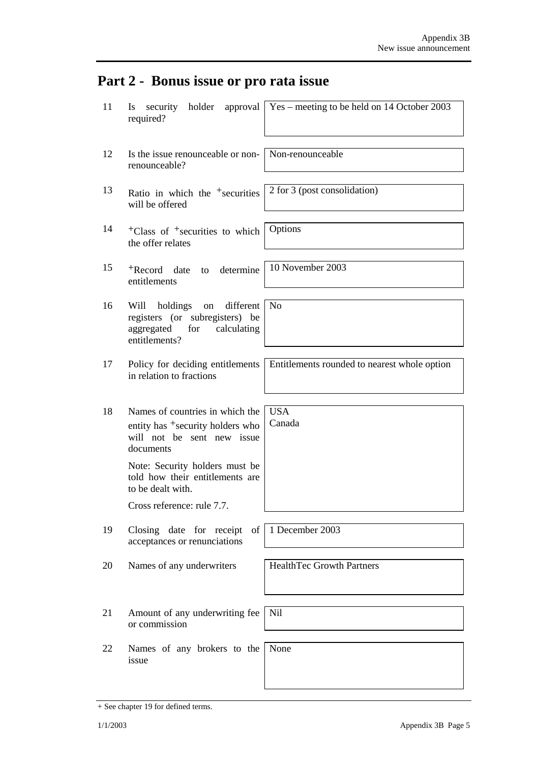## Part 2 - Bonus issue or pro rata issue

| | | |
|---|---|---|
| 11 | Is security holder approval required? | Yes – meeting to be held on 14 October 2003 |
| 12 | Is the issue renounceable or non-renounceable? | Non-renounceable |
| 13 | Ratio in which the +securities will be offered | 2 for 3 (post consolidation) |
| 14 | +Class of +securities to which the offer relates | Options |
| 15 | +Record date to determine entitlements | 10 November 2003 |
| 16 | Will holdings on different registers (or subregisters) be aggregated for calculating entitlements? | No |
| 17 | Policy for deciding entitlements in relation to fractions | Entitlements rounded to nearest whole option |
| 18 | Names of countries in which the entity has +security holders who will not be sent new issue documents<br><br>Note: Security holders must be told how their entitlements are to be dealt with.<br><br>Cross reference: rule 7.7. | USA<br>Canada |
| 19 | Closing date for receipt of acceptances or renunciations | 1 December 2003 |
| 20 | Names of any underwriters | HealthTec Growth Partners |
| 21 | Amount of any underwriting fee or commission | Nil |
| 22 | Names of any brokers to the issue | None |

+ See chapter 19 for defined terms.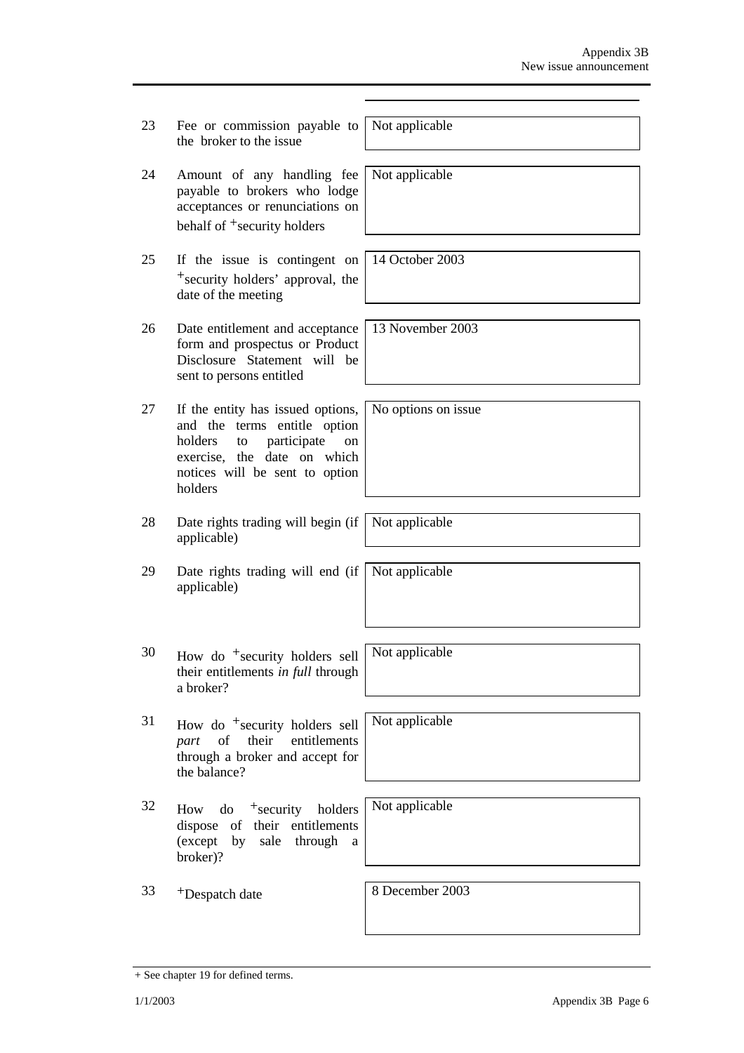| | | |
|---|---|---|
| 23 | Fee or commission payable to the broker to the issue | Not applicable |
| 24 | Amount of any handling fee payable to brokers who lodge acceptances or renunciations on behalf of +security holders | Not applicable |
| 25 | If the issue is contingent on +security holders' approval, the date of the meeting | 14 October 2003 |
| 26 | Date entitlement and acceptance form and prospectus or Product Disclosure Statement will be sent to persons entitled | 13 November 2003 |
| 27 | If the entity has issued options, and the terms entitle option holders to participate on exercise, the date on which notices will be sent to option holders | No options on issue |
| 28 | Date rights trading will begin (if applicable) | Not applicable |
| 29 | Date rights trading will end (if applicable) | Not applicable |
| 30 | How do +security holders sell their entitlements *in full* through a broker? | Not applicable |
| 31 | How do +security holders sell *part* of their entitlements through a broker and accept for the balance? | Not applicable |
| 32 | How do +security holders dispose of their entitlements (except by sale through a broker)? | Not applicable |
| 33 | +Despatch date | 8 December 2003 |

+ See chapter 19 for defined terms.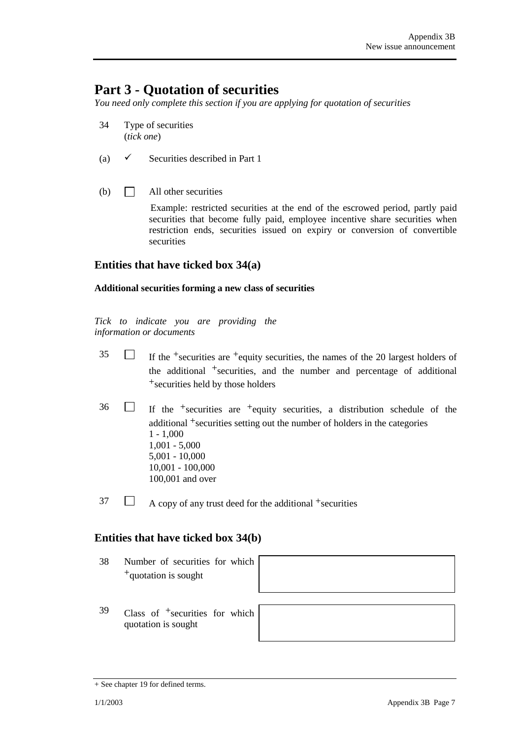# Part 3 - Quotation of securities

*You need only complete this section if you are applying for quotation of securities*

34 Type of securities
(*tick one*)

(a) ✓ Securities described in Part 1

(b) ☐ All other securities

Example: restricted securities at the end of the escrowed period, partly paid securities that become fully paid, employee incentive share securities when restriction ends, securities issued on expiry or conversion of convertible securities

## Entities that have ticked box 34(a)

**Additional securities forming a new class of securities**

*Tick to indicate you are providing the information or documents*

35 ☐ If the +securities are +equity securities, the names of the 20 largest holders of the additional +securities, and the number and percentage of additional +securities held by those holders

36 ☐ If the +securities are +equity securities, a distribution schedule of the additional +securities setting out the number of holders in the categories
1 - 1,000
1,001 - 5,000
5,001 - 10,000
10,001 - 100,000
100,001 and over

37 ☐ A copy of any trust deed for the additional +securities

## Entities that have ticked box 34(b)

| | | |
|---|---|---|
| 38 | Number of securities for which +quotation is sought | |
| 39 | Class of +securities for which quotation is sought | |

+ See chapter 19 for defined terms.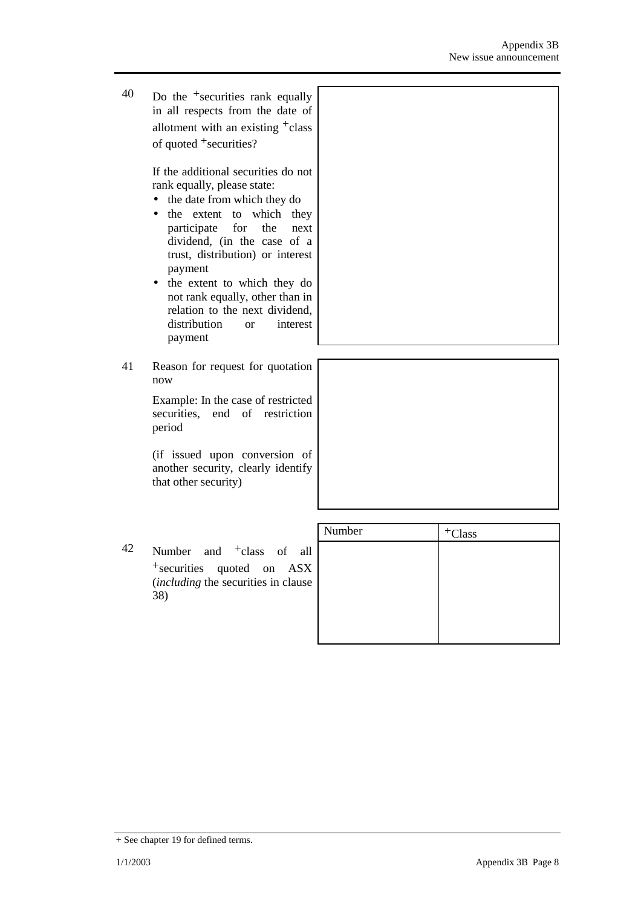40 Do the +securities rank equally in all respects from the date of allotment with an existing +class of quoted +securities?

If the additional securities do not rank equally, please state:

- the date from which they do
- the extent to which they participate for the next dividend, (in the case of a trust, distribution) or interest payment
- the extent to which they do not rank equally, other than in relation to the next dividend, distribution or interest payment

41 Reason for request for quotation now

Example: In the case of restricted securities, end of restriction period

(if issued upon conversion of another security, clearly identify that other security)

42 Number and +class of all +securities quoted on ASX (*including* the securities in clause 38)

| Number | +Class |
|---|---|
| | |

+ See chapter 19 for defined terms.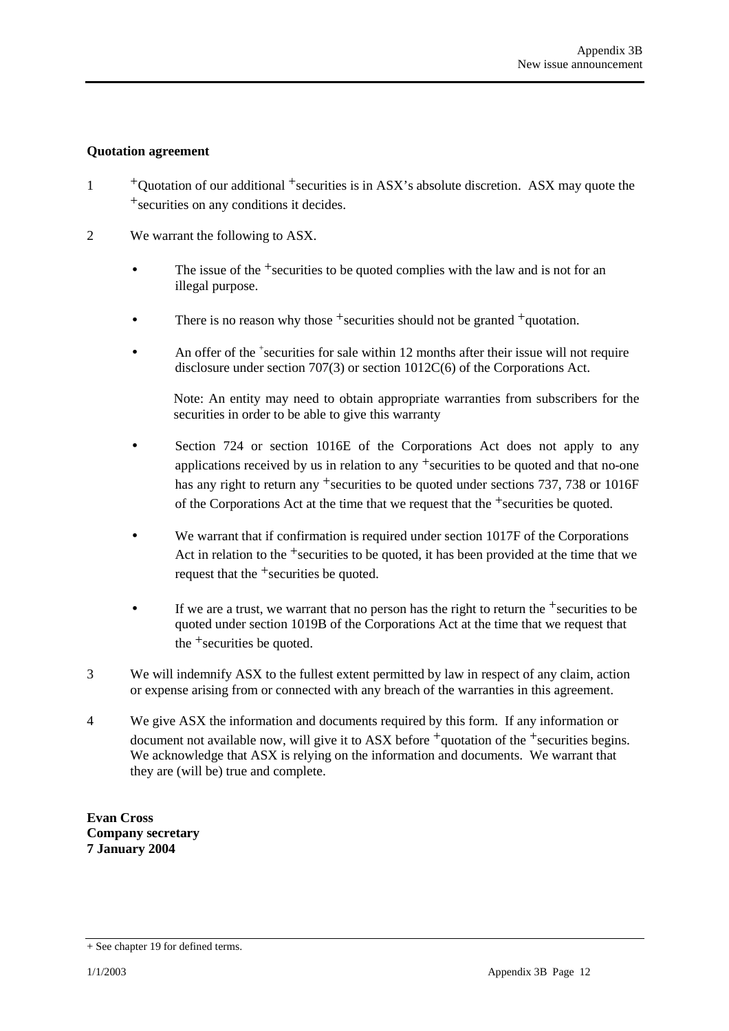**Quotation agreement**

1. +Quotation of our additional +securities is in ASX's absolute discretion. ASX may quote the +securities on any conditions it decides.

2. We warrant the following to ASX.

   - The issue of the +securities to be quoted complies with the law and is not for an illegal purpose.

   - There is no reason why those +securities should not be granted +quotation.

   - An offer of the +securities for sale within 12 months after their issue will not require disclosure under section 707(3) or section 1012C(6) of the Corporations Act.

     Note: An entity may need to obtain appropriate warranties from subscribers for the securities in order to be able to give this warranty

   - Section 724 or section 1016E of the Corporations Act does not apply to any applications received by us in relation to any +securities to be quoted and that no-one has any right to return any +securities to be quoted under sections 737, 738 or 1016F of the Corporations Act at the time that we request that the +securities be quoted.

   - We warrant that if confirmation is required under section 1017F of the Corporations Act in relation to the +securities to be quoted, it has been provided at the time that we request that the +securities be quoted.

   - If we are a trust, we warrant that no person has the right to return the +securities to be quoted under section 1019B of the Corporations Act at the time that we request that the +securities be quoted.

3. We will indemnify ASX to the fullest extent permitted by law in respect of any claim, action or expense arising from or connected with any breach of the warranties in this agreement.

4. We give ASX the information and documents required by this form. If any information or document not available now, will give it to ASX before +quotation of the +securities begins. We acknowledge that ASX is relying on the information and documents. We warrant that they are (will be) true and complete.

**Evan Cross**
**Company secretary**
**7 January 2004**

+ See chapter 19 for defined terms.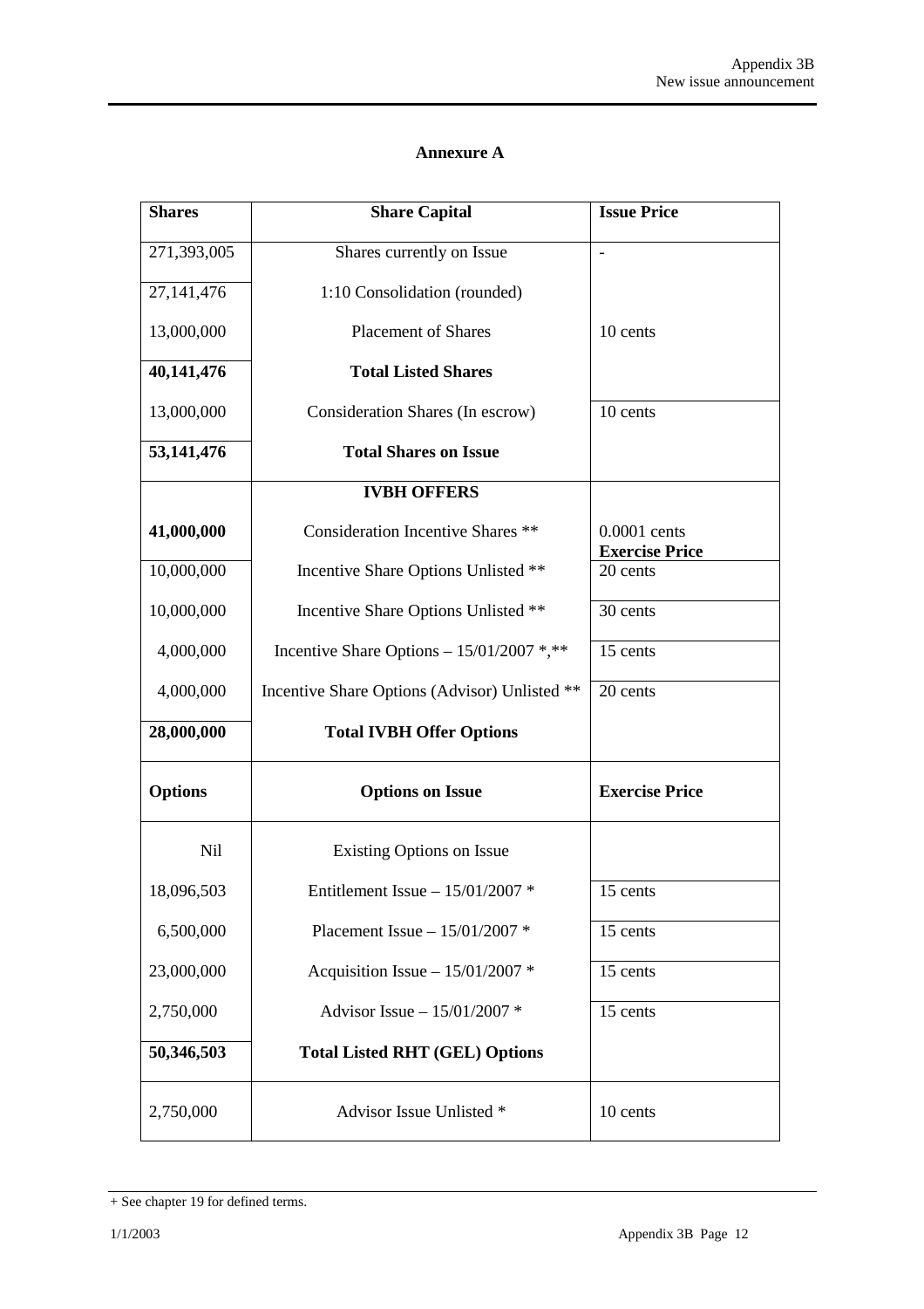## Annexure A

| Shares | Share Capital | Issue Price |
|---|---|---|
| 271,393,005 | Shares currently on Issue | - |
| 27,141,476 | 1:10 Consolidation (rounded) | |
| 13,000,000 | Placement of Shares | 10 cents |
| **40,141,476** | **Total Listed Shares** | |
| 13,000,000 | Consideration Shares (In escrow) | 10 cents |
| **53,141,476** | **Total Shares on Issue** | |
| | **IVBH OFFERS** | |
| **41,000,000** | Consideration Incentive Shares ** | 0.0001 cents |
| | | **Exercise Price** |
| 10,000,000 | Incentive Share Options Unlisted ** | 20 cents |
| 10,000,000 | Incentive Share Options Unlisted ** | 30 cents |
| 4,000,000 | Incentive Share Options – 15/01/2007 *,** | 15 cents |
| 4,000,000 | Incentive Share Options (Advisor) Unlisted ** | 20 cents |
| **28,000,000** | **Total IVBH Offer Options** | |
| **Options** | **Options on Issue** | **Exercise Price** |
| Nil | Existing Options on Issue | |
| 18,096,503 | Entitlement Issue – 15/01/2007 * | 15 cents |
| 6,500,000 | Placement Issue – 15/01/2007 * | 15 cents |
| 23,000,000 | Acquisition Issue – 15/01/2007 * | 15 cents |
| 2,750,000 | Advisor Issue – 15/01/2007 * | 15 cents |
| **50,346,503** | **Total Listed RHT (GEL) Options** | |
| 2,750,000 | Advisor Issue Unlisted * | 10 cents |

+ See chapter 19 for defined terms.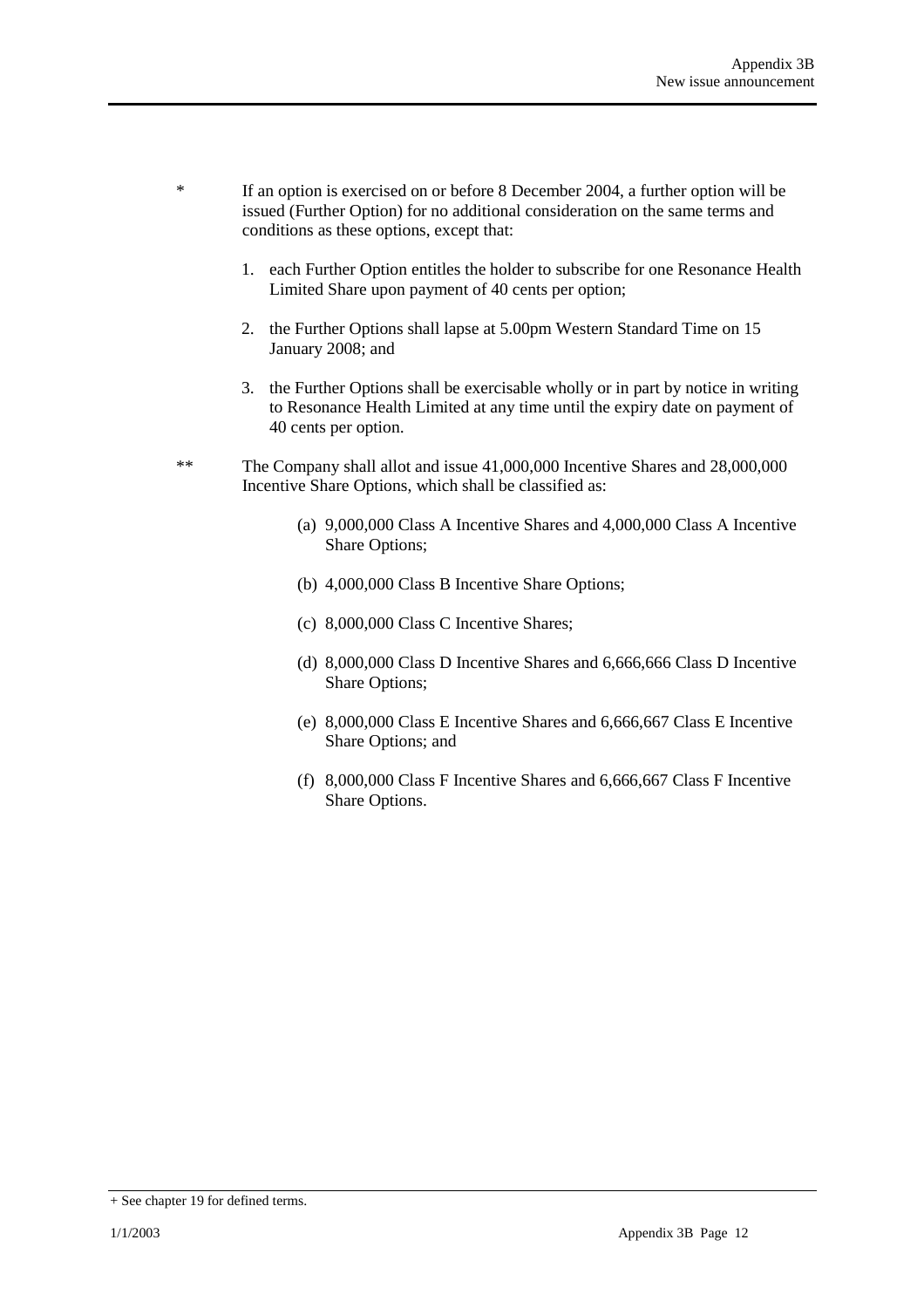\* If an option is exercised on or before 8 December 2004, a further option will be issued (Further Option) for no additional consideration on the same terms and conditions as these options, except that:

1. each Further Option entitles the holder to subscribe for one Resonance Health Limited Share upon payment of 40 cents per option;

2. the Further Options shall lapse at 5.00pm Western Standard Time on 15 January 2008; and

3. the Further Options shall be exercisable wholly or in part by notice in writing to Resonance Health Limited at any time until the expiry date on payment of 40 cents per option.

\*\* The Company shall allot and issue 41,000,000 Incentive Shares and 28,000,000 Incentive Share Options, which shall be classified as:

(a) 9,000,000 Class A Incentive Shares and 4,000,000 Class A Incentive Share Options;

(b) 4,000,000 Class B Incentive Share Options;

(c) 8,000,000 Class C Incentive Shares;

(d) 8,000,000 Class D Incentive Shares and 6,666,666 Class D Incentive Share Options;

(e) 8,000,000 Class E Incentive Shares and 6,666,667 Class E Incentive Share Options; and

(f) 8,000,000 Class F Incentive Shares and 6,666,667 Class F Incentive Share Options.